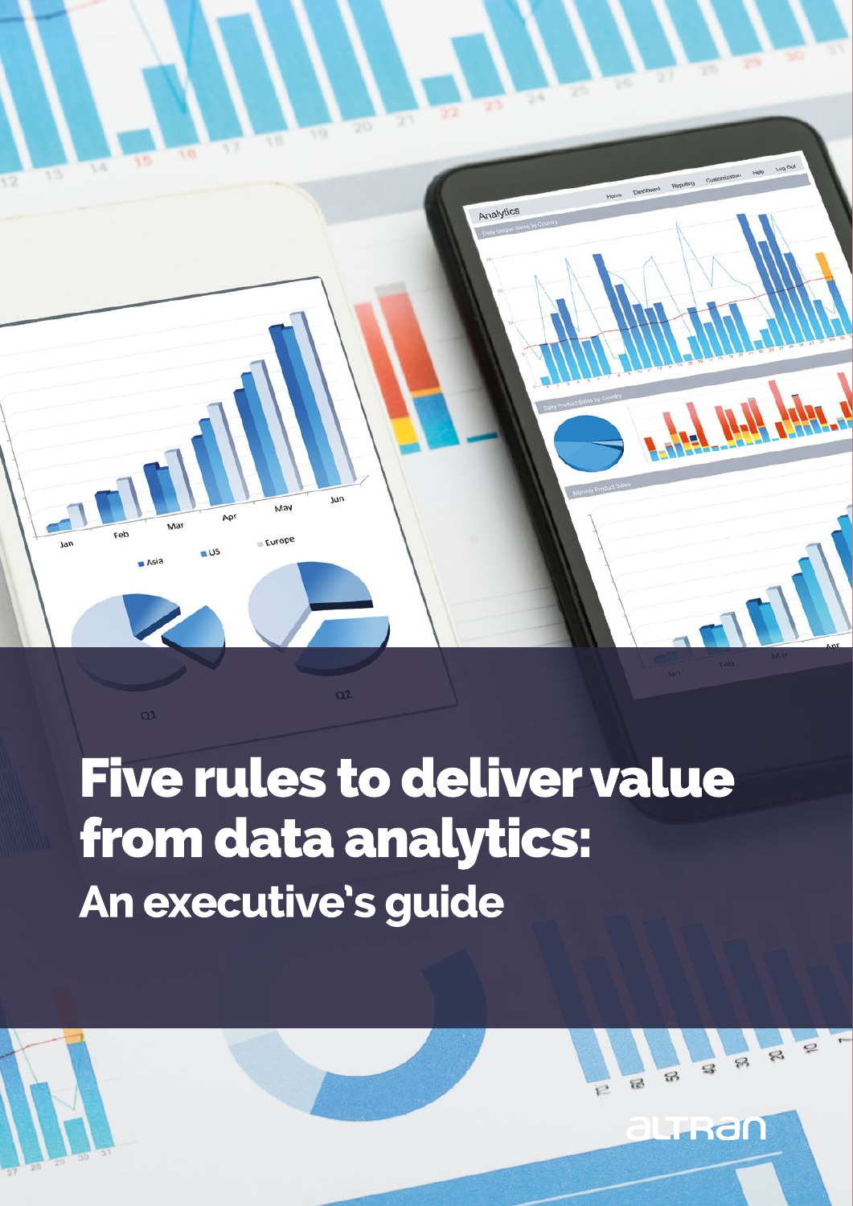# Five rules to deliver value from data analytics:

## An executive's guide

altran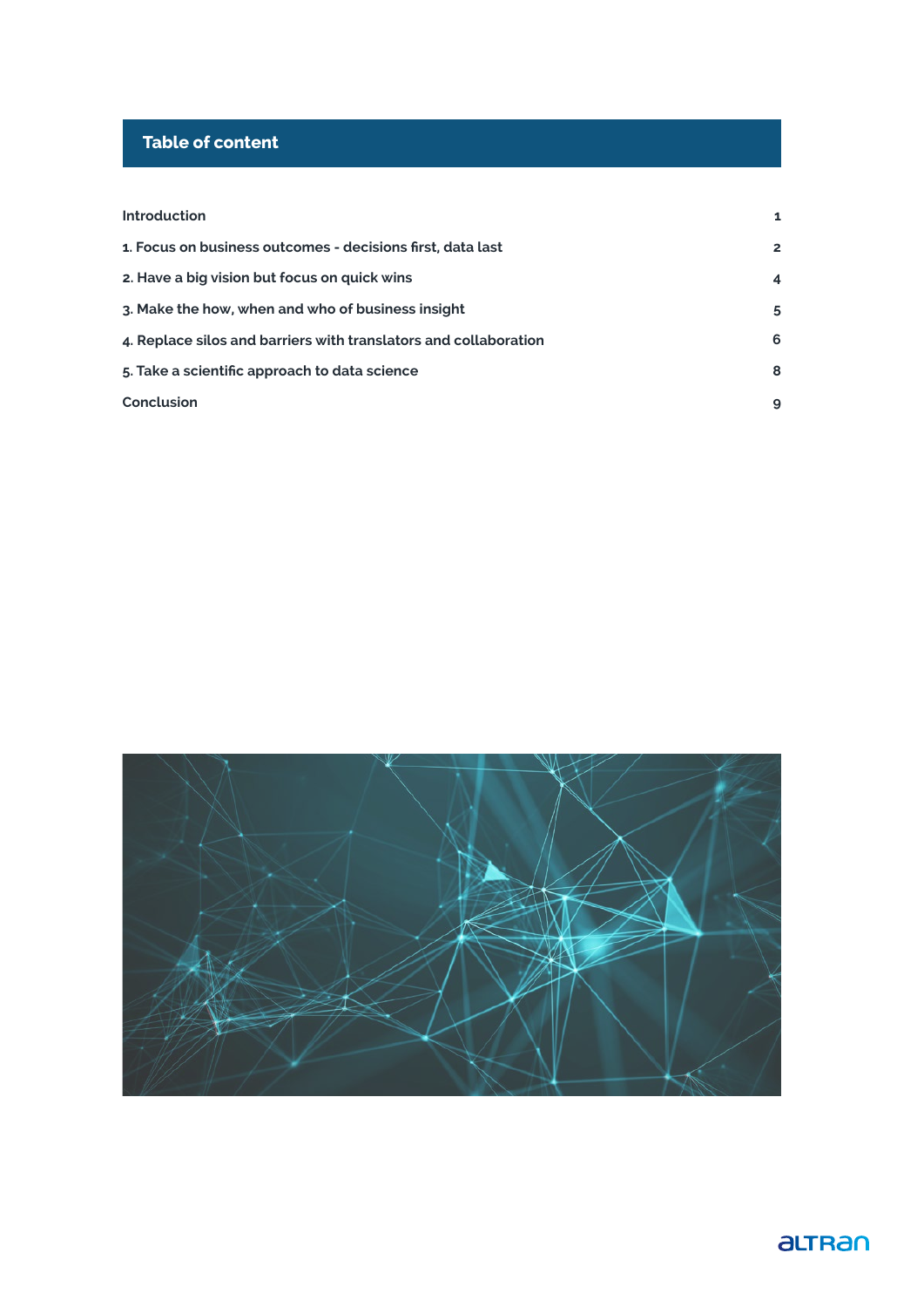## Table of content

| | |
|---|---|
| Introduction | 1 |
| 1. Focus on business outcomes - decisions first, data last | 2 |
| 2. Have a big vision but focus on quick wins | 4 |
| 3. Make the how, when and who of business insight | 5 |
| 4. Replace silos and barriers with translators and collaboration | 6 |
| 5. Take a scientific approach to data science | 8 |
| Conclusion | 9 |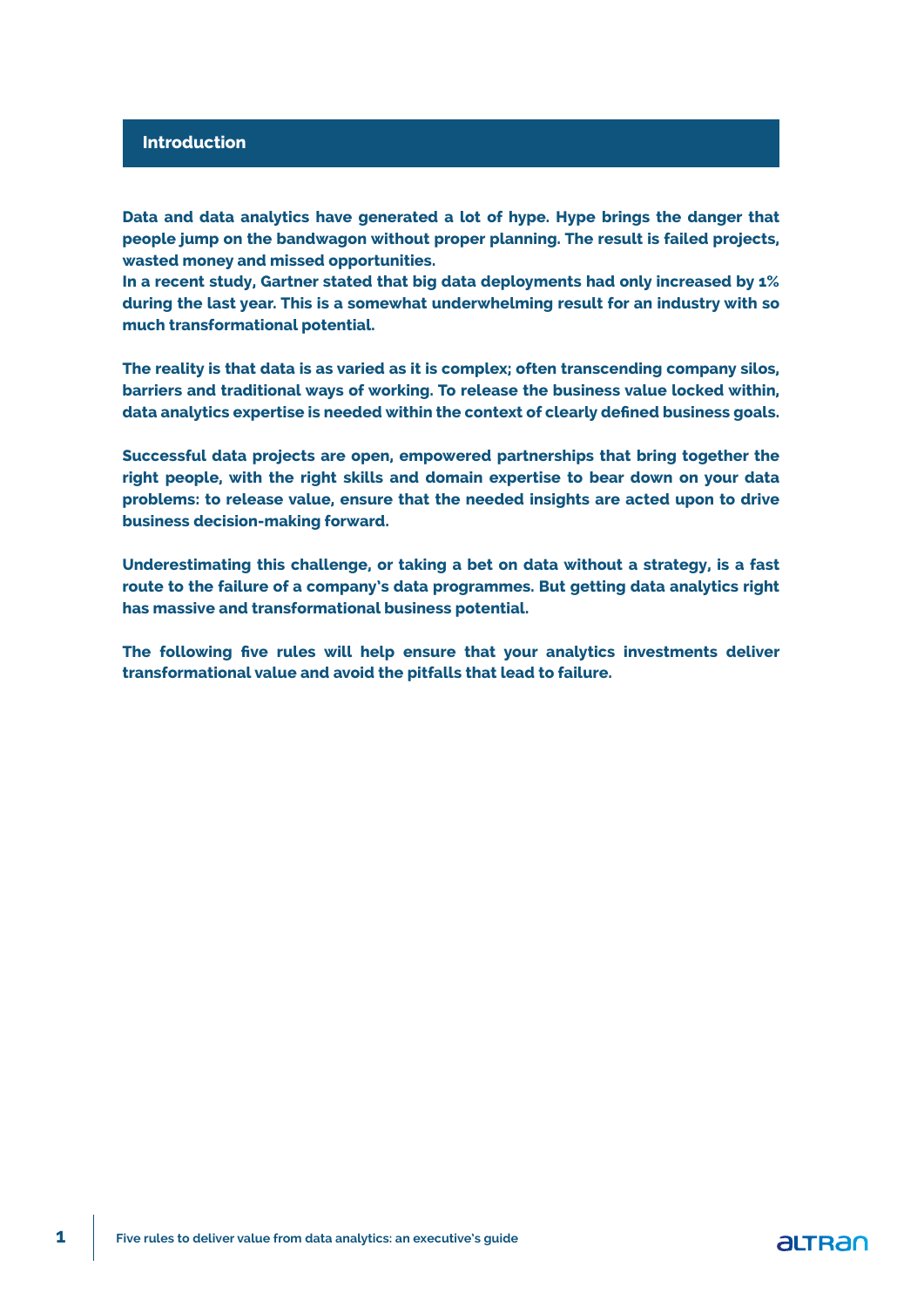## Introduction

**Data and data analytics have generated a lot of hype. Hype brings the danger that people jump on the bandwagon without proper planning. The result is failed projects, wasted money and missed opportunities.**
**In a recent study, Gartner stated that big data deployments had only increased by 1% during the last year. This is a somewhat underwhelming result for an industry with so much transformational potential.**

**The reality is that data is as varied as it is complex; often transcending company silos, barriers and traditional ways of working. To release the business value locked within, data analytics expertise is needed within the context of clearly defined business goals.**

**Successful data projects are open, empowered partnerships that bring together the right people, with the right skills and domain expertise to bear down on your data problems: to release value, ensure that the needed insights are acted upon to drive business decision-making forward.**

**Underestimating this challenge, or taking a bet on data without a strategy, is a fast route to the failure of a company's data programmes. But getting data analytics right has massive and transformational business potential.**

**The following five rules will help ensure that your analytics investments deliver transformational value and avoid the pitfalls that lead to failure.**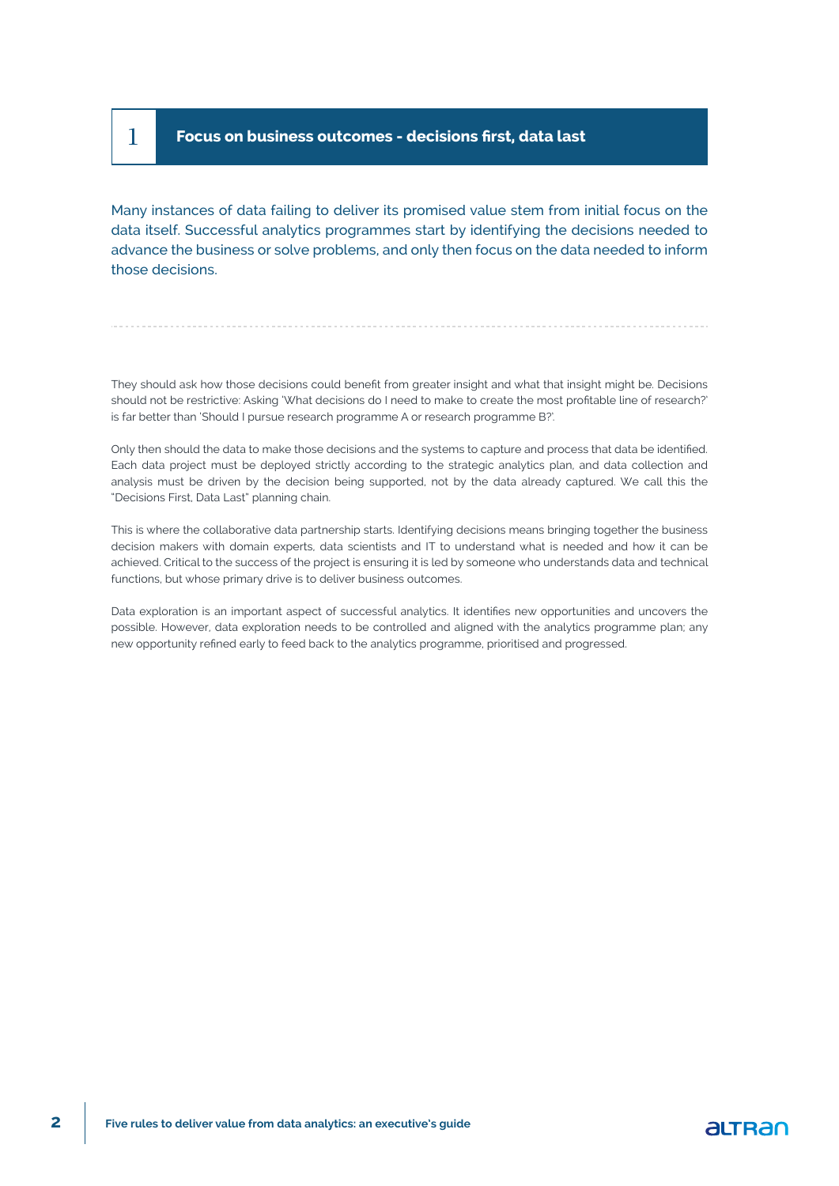## 1 Focus on business outcomes - decisions first, data last

Many instances of data failing to deliver its promised value stem from initial focus on the data itself. Successful analytics programmes start by identifying the decisions needed to advance the business or solve problems, and only then focus on the data needed to inform those decisions.

---

They should ask how those decisions could benefit from greater insight and what that insight might be. Decisions should not be restrictive: Asking 'What decisions do I need to make to create the most profitable line of research?' is far better than 'Should I pursue research programme A or research programme B?'.

Only then should the data to make those decisions and the systems to capture and process that data be identified. Each data project must be deployed strictly according to the strategic analytics plan, and data collection and analysis must be driven by the decision being supported, not by the data already captured. We call this the "Decisions First, Data Last" planning chain.

This is where the collaborative data partnership starts. Identifying decisions means bringing together the business decision makers with domain experts, data scientists and IT to understand what is needed and how it can be achieved. Critical to the success of the project is ensuring it is led by someone who understands data and technical functions, but whose primary drive is to deliver business outcomes.

Data exploration is an important aspect of successful analytics. It identifies new opportunities and uncovers the possible. However, data exploration needs to be controlled and aligned with the analytics programme plan; any new opportunity refined early to feed back to the analytics programme, prioritised and progressed.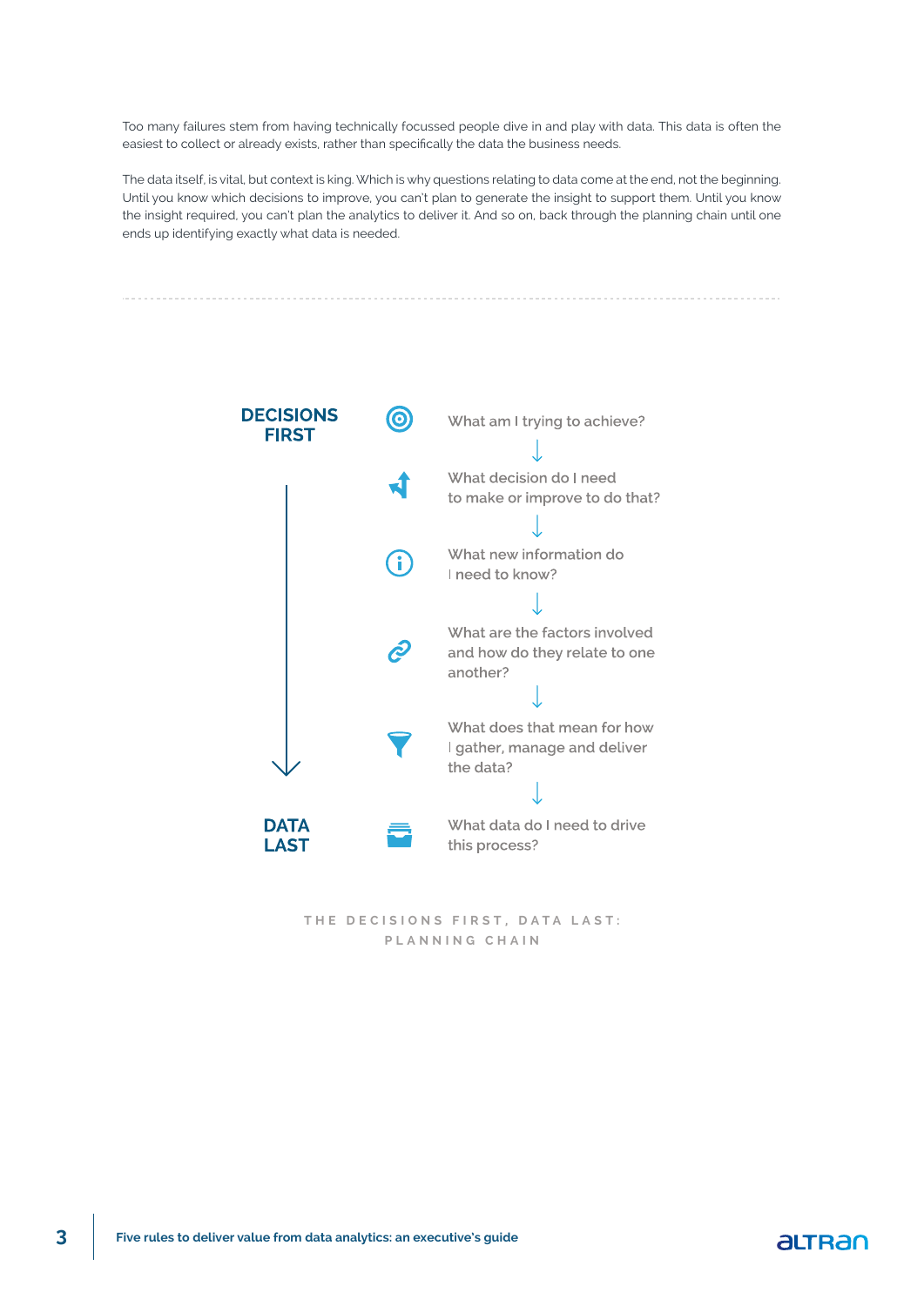Too many failures stem from having technically focussed people dive in and play with data. This data is often the easiest to collect or already exists, rather than specifically the data the business needs.

The data itself, is vital, but context is king. Which is why questions relating to data come at the end, not the beginning. Until you know which decisions to improve, you can't plan to generate the insight to support them. Until you know the insight required, you can't plan the analytics to deliver it. And so on, back through the planning chain until one ends up identifying exactly what data is needed.

---

**DECISIONS FIRST**

What am I trying to achieve?

↓

What decision do I need to make or improve to do that?

↓

What new information do I need to know?

↓

What are the factors involved and how do they relate to one another?

↓

What does that mean for how I gather, manage and deliver the data?

↓

What data do I need to drive this process?

**DATA LAST**

THE DECISIONS FIRST, DATA LAST: PLANNING CHAIN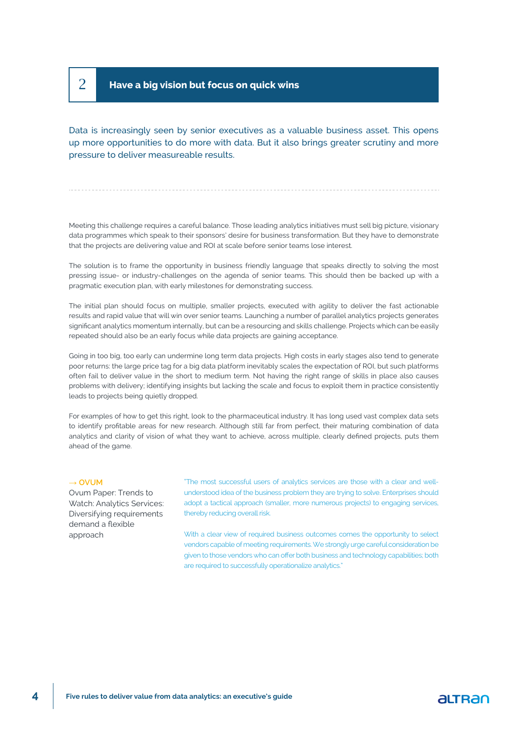## 2 Have a big vision but focus on quick wins

Data is increasingly seen by senior executives as a valuable business asset. This opens up more opportunities to do more with data. But it also brings greater scrutiny and more pressure to deliver measureable results.

---

Meeting this challenge requires a careful balance. Those leading analytics initiatives must sell big picture, visionary data programmes which speak to their sponsors' desire for business transformation. But they have to demonstrate that the projects are delivering value and ROI at scale before senior teams lose interest.

The solution is to frame the opportunity in business friendly language that speaks directly to solving the most pressing issue- or industry-challenges on the agenda of senior teams. This should then be backed up with a pragmatic execution plan, with early milestones for demonstrating success.

The initial plan should focus on multiple, smaller projects, executed with agility to deliver the fast actionable results and rapid value that will win over senior teams. Launching a number of parallel analytics projects generates significant analytics momentum internally, but can be a resourcing and skills challenge. Projects which can be easily repeated should also be an early focus while data projects are gaining acceptance.

Going in too big, too early can undermine long term data projects. High costs in early stages also tend to generate poor returns: the large price tag for a big data platform inevitably scales the expectation of ROI, but such platforms often fail to deliver value in the short to medium term. Not having the right range of skills in place also causes problems with delivery; identifying insights but lacking the scale and focus to exploit them in practice consistently leads to projects being quietly dropped.

For examples of how to get this right, look to the pharmaceutical industry. It has long used vast complex data sets to identify profitable areas for new research. Although still far from perfect, their maturing combination of data analytics and clarity of vision of what they want to achieve, across multiple, clearly defined projects, puts them ahead of the game.

→ **OVUM**

Ovum Paper: Trends to Watch: Analytics Services: Diversifying requirements demand a flexible approach

"The most successful users of analytics services are those with a clear and well-understood idea of the business problem they are trying to solve. Enterprises should adopt a tactical approach (smaller, more numerous projects) to engaging services, thereby reducing overall risk.

With a clear view of required business outcomes comes the opportunity to select vendors capable of meeting requirements. We strongly urge careful consideration be given to those vendors who can offer both business and technology capabilities; both are required to successfully operationalize analytics."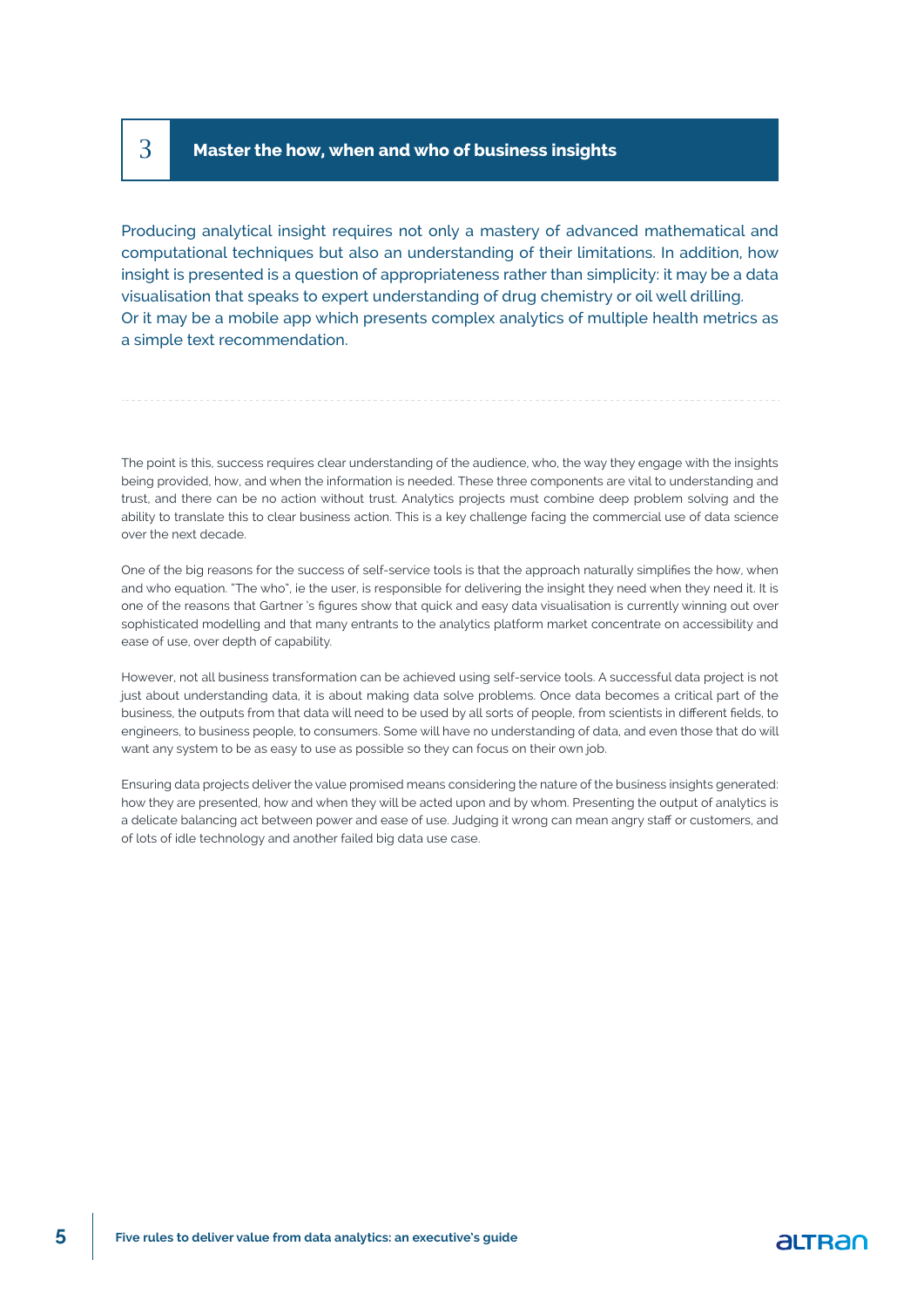## 3 Master the how, when and who of business insights

Producing analytical insight requires not only a mastery of advanced mathematical and computational techniques but also an understanding of their limitations. In addition, how insight is presented is a question of appropriateness rather than simplicity: it may be a data visualisation that speaks to expert understanding of drug chemistry or oil well drilling. Or it may be a mobile app which presents complex analytics of multiple health metrics as a simple text recommendation.

The point is this, success requires clear understanding of the audience, who, the way they engage with the insights being provided, how, and when the information is needed. These three components are vital to understanding and trust, and there can be no action without trust. Analytics projects must combine deep problem solving and the ability to translate this to clear business action. This is a key challenge facing the commercial use of data science over the next decade.

One of the big reasons for the success of self-service tools is that the approach naturally simplifies the how, when and who equation. "The who", ie the user, is responsible for delivering the insight they need when they need it. It is one of the reasons that Gartner 's figures show that quick and easy data visualisation is currently winning out over sophisticated modelling and that many entrants to the analytics platform market concentrate on accessibility and ease of use, over depth of capability.

However, not all business transformation can be achieved using self-service tools. A successful data project is not just about understanding data, it is about making data solve problems. Once data becomes a critical part of the business, the outputs from that data will need to be used by all sorts of people, from scientists in different fields, to engineers, to business people, to consumers. Some will have no understanding of data, and even those that do will want any system to be as easy to use as possible so they can focus on their own job.

Ensuring data projects deliver the value promised means considering the nature of the business insights generated: how they are presented, how and when they will be acted upon and by whom. Presenting the output of analytics is a delicate balancing act between power and ease of use. Judging it wrong can mean angry staff or customers, and of lots of idle technology and another failed big data use case.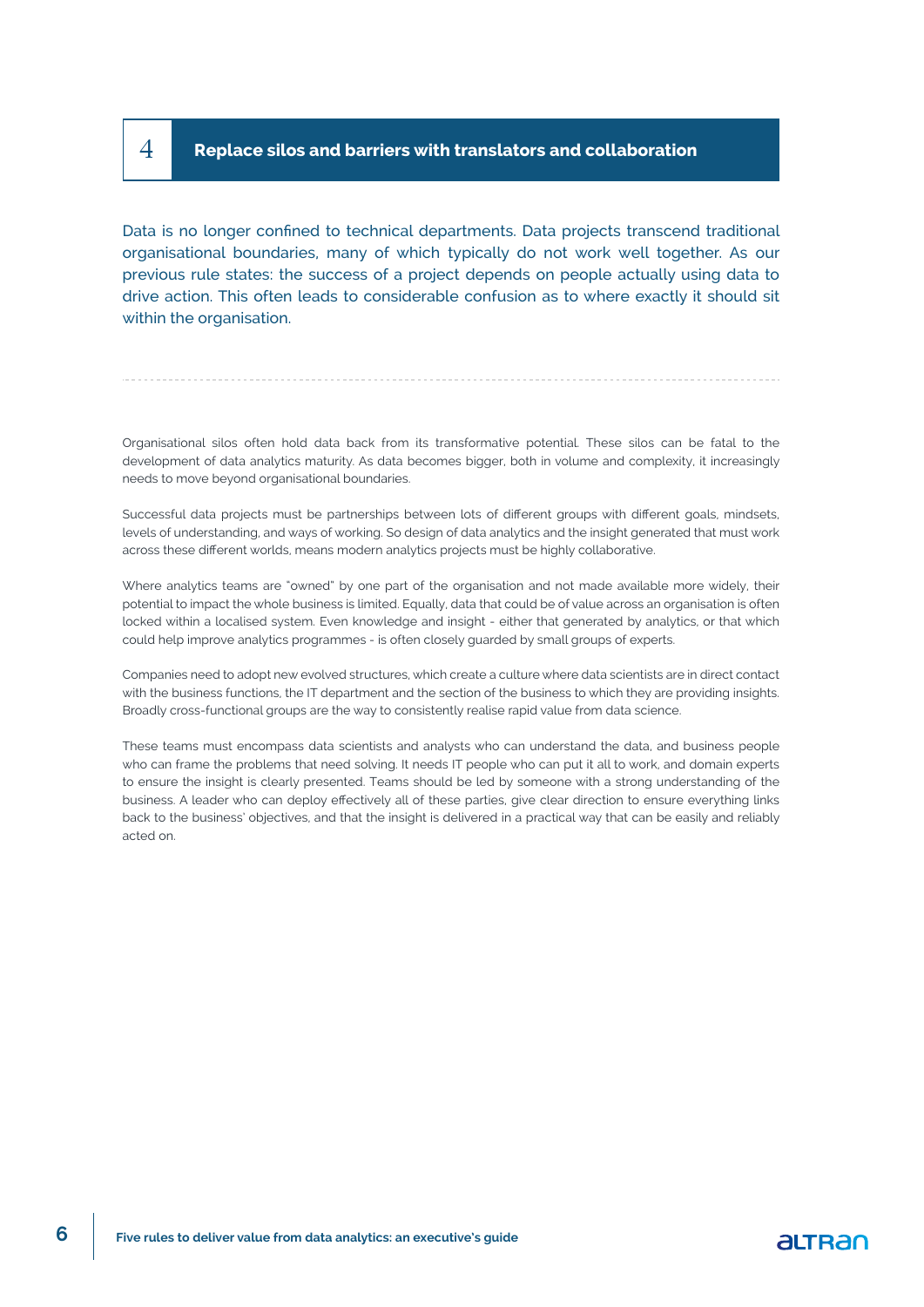## 4 Replace silos and barriers with translators and collaboration

Data is no longer confined to technical departments. Data projects transcend traditional organisational boundaries, many of which typically do not work well together. As our previous rule states: the success of a project depends on people actually using data to drive action. This often leads to considerable confusion as to where exactly it should sit within the organisation.

---

Organisational silos often hold data back from its transformative potential. These silos can be fatal to the development of data analytics maturity. As data becomes bigger, both in volume and complexity, it increasingly needs to move beyond organisational boundaries.

Successful data projects must be partnerships between lots of different groups with different goals, mindsets, levels of understanding, and ways of working. So design of data analytics and the insight generated that must work across these different worlds, means modern analytics projects must be highly collaborative.

Where analytics teams are "owned" by one part of the organisation and not made available more widely, their potential to impact the whole business is limited. Equally, data that could be of value across an organisation is often locked within a localised system. Even knowledge and insight - either that generated by analytics, or that which could help improve analytics programmes - is often closely guarded by small groups of experts.

Companies need to adopt new evolved structures, which create a culture where data scientists are in direct contact with the business functions, the IT department and the section of the business to which they are providing insights. Broadly cross-functional groups are the way to consistently realise rapid value from data science.

These teams must encompass data scientists and analysts who can understand the data, and business people who can frame the problems that need solving. It needs IT people who can put it all to work, and domain experts to ensure the insight is clearly presented. Teams should be led by someone with a strong understanding of the business. A leader who can deploy effectively all of these parties, give clear direction to ensure everything links back to the business' objectives, and that the insight is delivered in a practical way that can be easily and reliably acted on.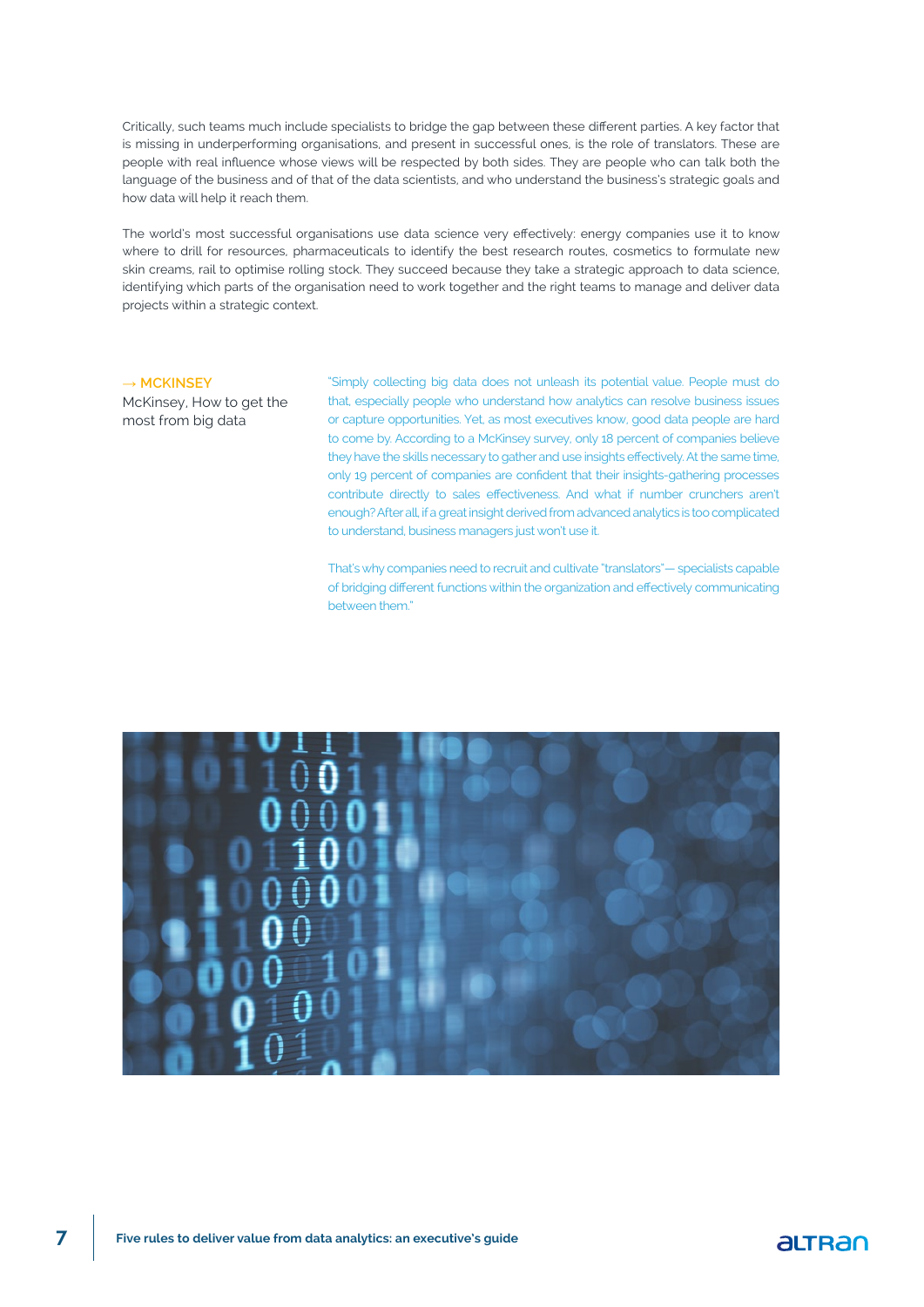Critically, such teams much include specialists to bridge the gap between these different parties. A key factor that is missing in underperforming organisations, and present in successful ones, is the role of translators. These are people with real influence whose views will be respected by both sides. They are people who can talk both the language of the business and of that of the data scientists, and who understand the business's strategic goals and how data will help it reach them.

The world's most successful organisations use data science very effectively: energy companies use it to know where to drill for resources, pharmaceuticals to identify the best research routes, cosmetics to formulate new skin creams, rail to optimise rolling stock. They succeed because they take a strategic approach to data science, identifying which parts of the organisation need to work together and the right teams to manage and deliver data projects within a strategic context.

→ MCKINSEY

McKinsey, How to get the most from big data

"Simply collecting big data does not unleash its potential value. People must do that, especially people who understand how analytics can resolve business issues or capture opportunities. Yet, as most executives know, good data people are hard to come by. According to a McKinsey survey, only 18 percent of companies believe they have the skills necessary to gather and use insights effectively. At the same time, only 19 percent of companies are confident that their insights-gathering processes contribute directly to sales effectiveness. And what if number crunchers aren't enough? After all, if a great insight derived from advanced analytics is too complicated to understand, business managers just won't use it.

That's why companies need to recruit and cultivate "translators"— specialists capable of bridging different functions within the organization and effectively communicating between them."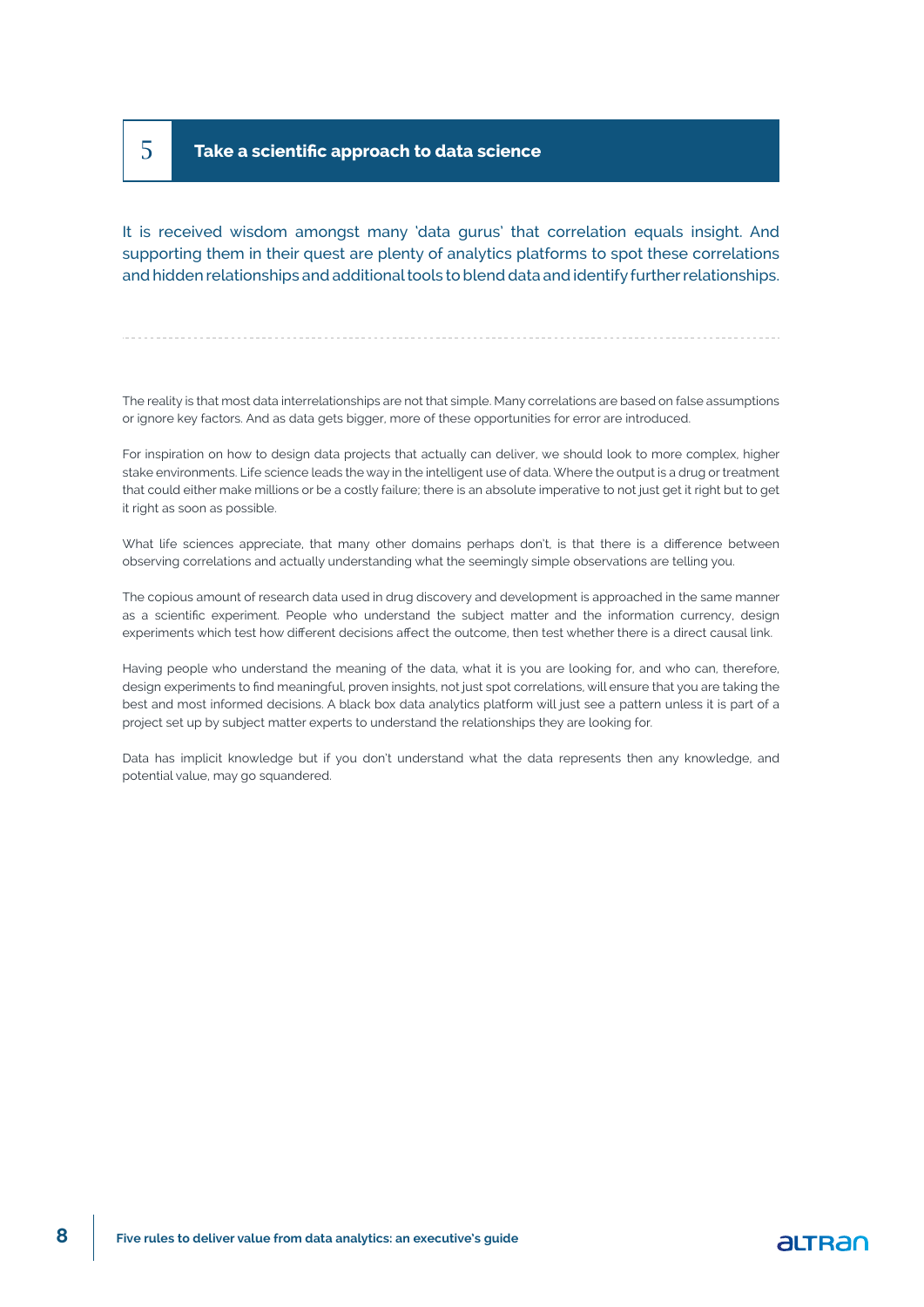## 5 Take a scientific approach to data science

It is received wisdom amongst many 'data gurus' that correlation equals insight. And supporting them in their quest are plenty of analytics platforms to spot these correlations and hidden relationships and additional tools to blend data and identify further relationships.

The reality is that most data interrelationships are not that simple. Many correlations are based on false assumptions or ignore key factors. And as data gets bigger, more of these opportunities for error are introduced.

For inspiration on how to design data projects that actually can deliver, we should look to more complex, higher stake environments. Life science leads the way in the intelligent use of data. Where the output is a drug or treatment that could either make millions or be a costly failure; there is an absolute imperative to not just get it right but to get it right as soon as possible.

What life sciences appreciate, that many other domains perhaps don't, is that there is a difference between observing correlations and actually understanding what the seemingly simple observations are telling you.

The copious amount of research data used in drug discovery and development is approached in the same manner as a scientific experiment. People who understand the subject matter and the information currency, design experiments which test how different decisions affect the outcome, then test whether there is a direct causal link.

Having people who understand the meaning of the data, what it is you are looking for, and who can, therefore, design experiments to find meaningful, proven insights, not just spot correlations, will ensure that you are taking the best and most informed decisions. A black box data analytics platform will just see a pattern unless it is part of a project set up by subject matter experts to understand the relationships they are looking for.

Data has implicit knowledge but if you don't understand what the data represents then any knowledge, and potential value, may go squandered.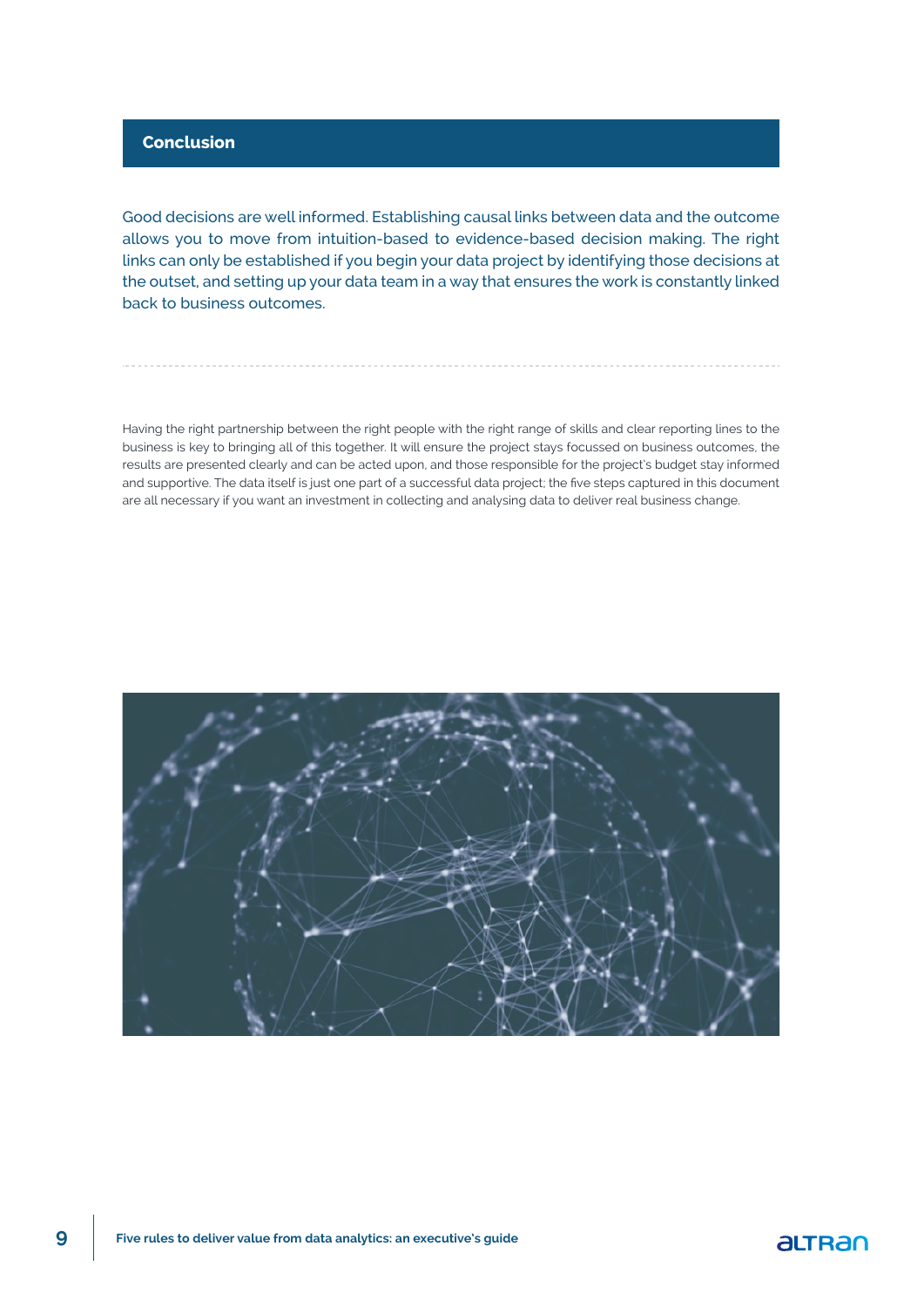## Conclusion

Good decisions are well informed. Establishing causal links between data and the outcome allows you to move from intuition-based to evidence-based decision making. The right links can only be established if you begin your data project by identifying those decisions at the outset, and setting up your data team in a way that ensures the work is constantly linked back to business outcomes.

Having the right partnership between the right people with the right range of skills and clear reporting lines to the business is key to bringing all of this together. It will ensure the project stays focussed on business outcomes, the results are presented clearly and can be acted upon, and those responsible for the project's budget stay informed and supportive. The data itself is just one part of a successful data project; the five steps captured in this document are all necessary if you want an investment in collecting and analysing data to deliver real business change.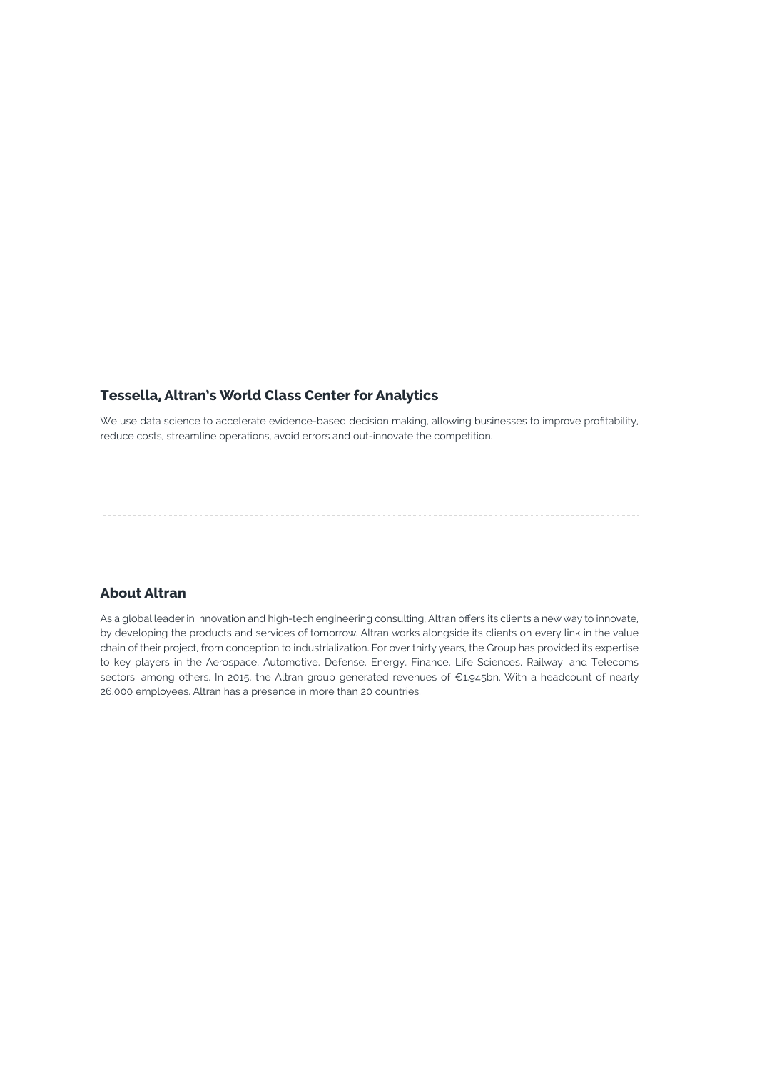## Tessella, Altran's World Class Center for Analytics

We use data science to accelerate evidence-based decision making, allowing businesses to improve profitability, reduce costs, streamline operations, avoid errors and out-innovate the competition.

---

## About Altran

As a global leader in innovation and high-tech engineering consulting, Altran offers its clients a new way to innovate, by developing the products and services of tomorrow. Altran works alongside its clients on every link in the value chain of their project, from conception to industrialization. For over thirty years, the Group has provided its expertise to key players in the Aerospace, Automotive, Defense, Energy, Finance, Life Sciences, Railway, and Telecoms sectors, among others. In 2015, the Altran group generated revenues of €1.945bn. With a headcount of nearly 26,000 employees, Altran has a presence in more than 20 countries.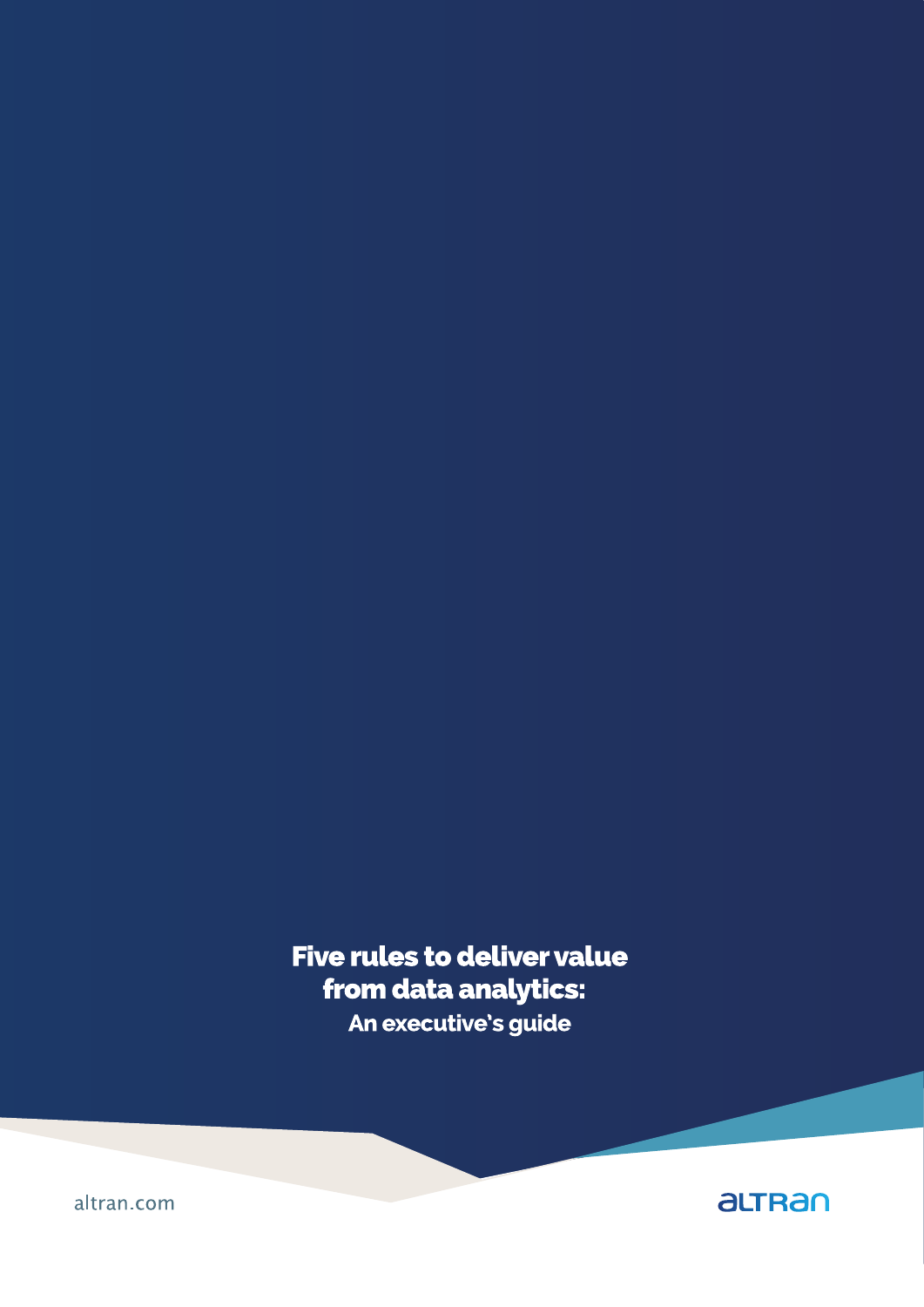**Five rules to deliver value from data analytics:**
**An executive's guide**

altran.com

altran